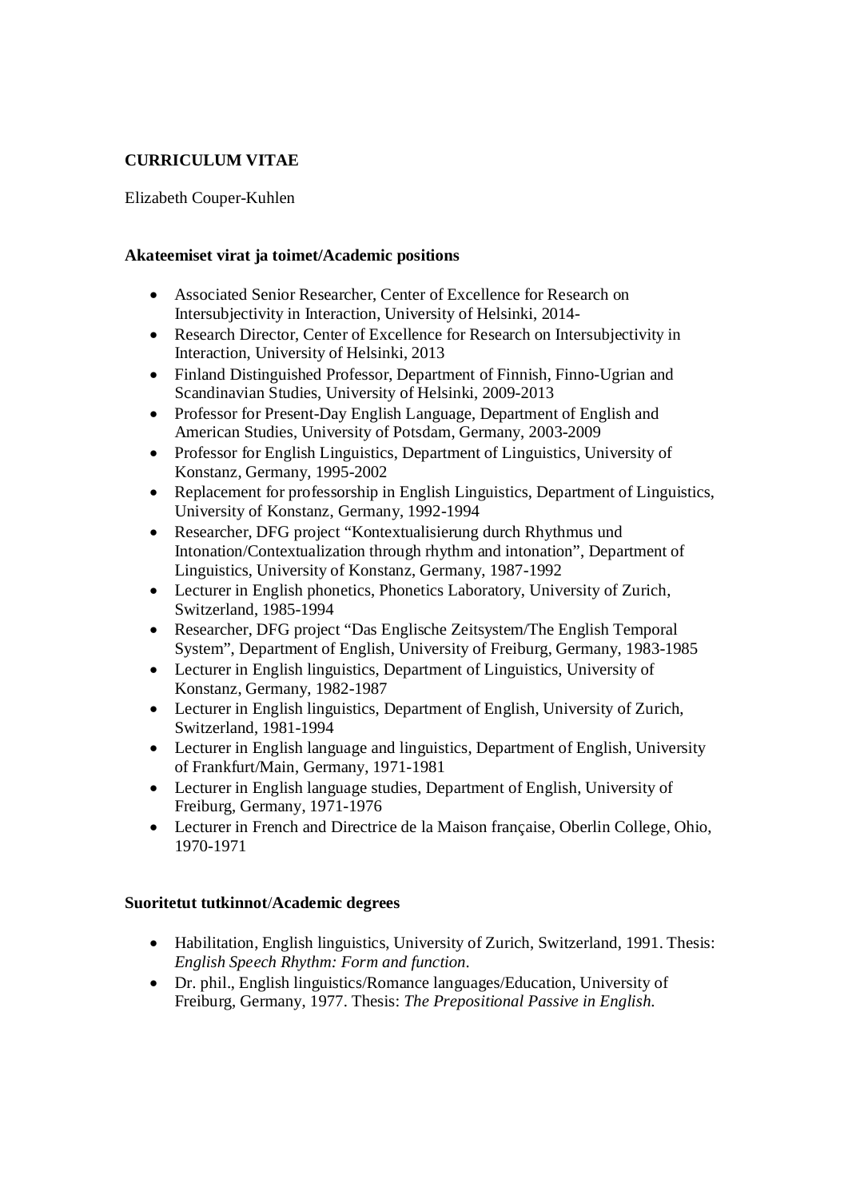**CURRICULUM VITAE**

Elizabeth Couper-Kuhlen

**Akateemiset virat ja toimet/Academic positions**

- Associated Senior Researcher, Center of Excellence for Research on Intersubjectivity in Interaction, University of Helsinki, 2014-
- Research Director, Center of Excellence for Research on Intersubjectivity in Interaction, University of Helsinki, 2013
- Finland Distinguished Professor, Department of Finnish, Finno-Ugrian and Scandinavian Studies, University of Helsinki, 2009-2013
- Professor for Present-Day English Language, Department of English and American Studies, University of Potsdam, Germany, 2003-2009
- Professor for English Linguistics, Department of Linguistics, University of Konstanz, Germany, 1995-2002
- Replacement for professorship in English Linguistics, Department of Linguistics, University of Konstanz, Germany, 1992-1994
- Researcher, DFG project "Kontextualisierung durch Rhythmus und Intonation/Contextualization through rhythm and intonation", Department of Linguistics, University of Konstanz, Germany, 1987-1992
- Lecturer in English phonetics, Phonetics Laboratory, University of Zurich, Switzerland, 1985-1994
- Researcher, DFG project "Das Englische Zeitsystem/The English Temporal System", Department of English, University of Freiburg, Germany, 1983-1985
- Lecturer in English linguistics, Department of Linguistics, University of Konstanz, Germany, 1982-1987
- Lecturer in English linguistics, Department of English, University of Zurich, Switzerland, 1981-1994
- Lecturer in English language and linguistics, Department of English, University of Frankfurt/Main, Germany, 1971-1981
- Lecturer in English language studies, Department of English, University of Freiburg, Germany, 1971-1976
- Lecturer in French and Directrice de la Maison française, Oberlin College, Ohio, 1970-1971

**Suoritetut tutkinnot/Academic degrees**

- Habilitation, English linguistics, University of Zurich, Switzerland, 1991. Thesis: *English Speech Rhythm: Form and function*.
- Dr. phil., English linguistics/Romance languages/Education, University of Freiburg, Germany, 1977. Thesis: *The Prepositional Passive in English.*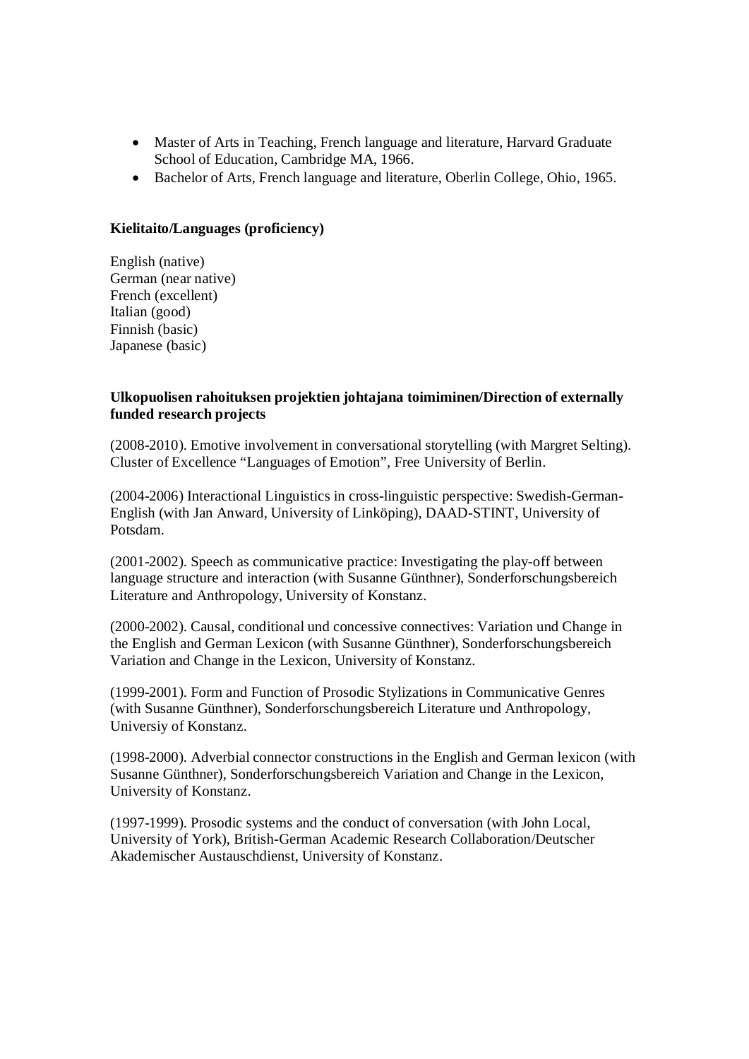- Master of Arts in Teaching, French language and literature, Harvard Graduate School of Education, Cambridge MA, 1966.
- Bachelor of Arts, French language and literature, Oberlin College, Ohio, 1965.

**Kielitaito/Languages (proficiency)**

English (native)
German (near native)
French (excellent)
Italian (good)
Finnish (basic)
Japanese (basic)

**Ulkopuolisen rahoituksen projektien johtajana toimiminen/Direction of externally funded research projects**

(2008-2010). Emotive involvement in conversational storytelling (with Margret Selting). Cluster of Excellence "Languages of Emotion", Free University of Berlin.

(2004-2006) Interactional Linguistics in cross-linguistic perspective: Swedish-German-English (with Jan Anward, University of Linköping), DAAD-STINT, University of Potsdam.

(2001-2002). Speech as communicative practice: Investigating the play-off between language structure and interaction (with Susanne Günthner), Sonderforschungsbereich Literature and Anthropology, University of Konstanz.

(2000-2002). Causal, conditional und concessive connectives: Variation und Change in the English and German Lexicon (with Susanne Günthner), Sonderforschungsbereich Variation and Change in the Lexicon, University of Konstanz.

(1999-2001). Form and Function of Prosodic Stylizations in Communicative Genres (with Susanne Günthner), Sonderforschungsbereich Literature und Anthropology, Universiy of Konstanz.

(1998-2000). Adverbial connector constructions in the English and German lexicon (with Susanne Günthner), Sonderforschungsbereich Variation and Change in the Lexicon, University of Konstanz.

(1997-1999). Prosodic systems and the conduct of conversation (with John Local, University of York), British-German Academic Research Collaboration/Deutscher Akademischer Austauschdienst, University of Konstanz.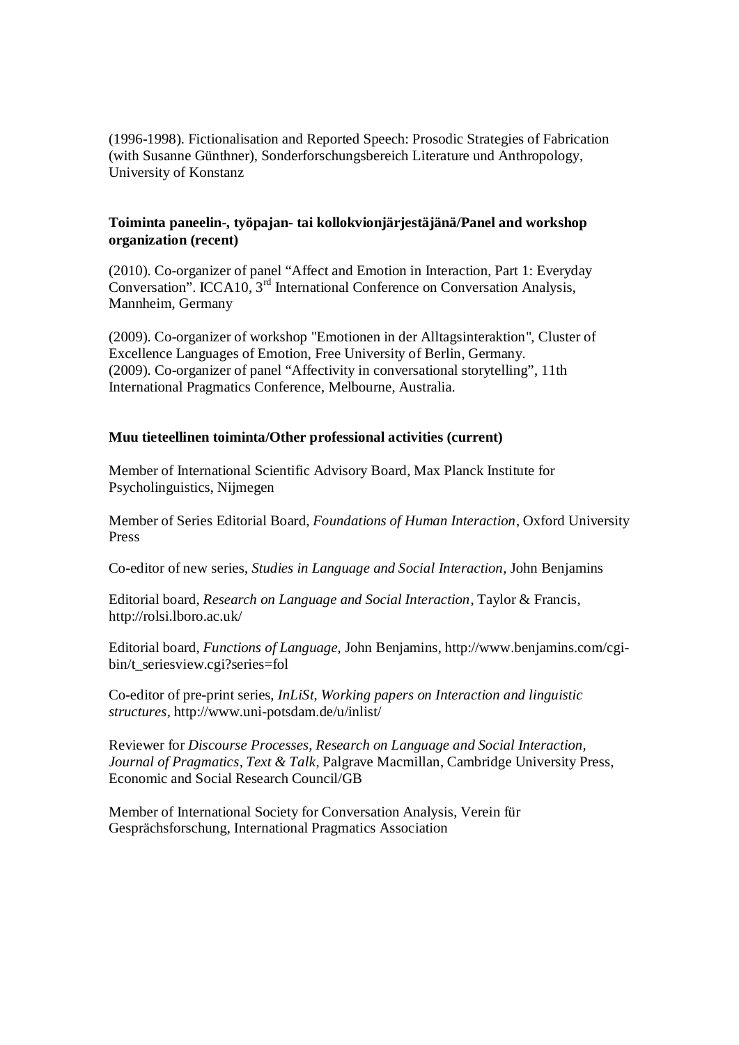(1996-1998). Fictionalisation and Reported Speech: Prosodic Strategies of Fabrication (with Susanne Günthner), Sonderforschungsbereich Literature und Anthropology, University of Konstanz

**Toiminta paneelin-, työpajan- tai kollokvionjärjestäjänä/Panel and workshop organization (recent)**

(2010). Co-organizer of panel "Affect and Emotion in Interaction, Part 1: Everyday Conversation". ICCA10, 3rd International Conference on Conversation Analysis, Mannheim, Germany

(2009). Co-organizer of workshop "Emotionen in der Alltagsinteraktion", Cluster of Excellence Languages of Emotion, Free University of Berlin, Germany.
(2009). Co-organizer of panel "Affectivity in conversational storytelling", 11th International Pragmatics Conference, Melbourne, Australia.

**Muu tieteellinen toiminta/Other professional activities (current)**

Member of International Scientific Advisory Board, Max Planck Institute for Psycholinguistics, Nijmegen

Member of Series Editorial Board, *Foundations of Human Interaction*, Oxford University Press

Co-editor of new series, *Studies in Language and Social Interaction,* John Benjamins

Editorial board, *Research on Language and Social Interaction*, Taylor & Francis, http://rolsi.lboro.ac.uk/

Editorial board, *Functions of Language,* John Benjamins, http://www.benjamins.com/cgi-bin/t_seriesview.cgi?series=fol

Co-editor of pre-print series, *InLiSt, Working papers on Interaction and linguistic structures*, http://www.uni-potsdam.de/u/inlist/

Reviewer for *Discourse Processes, Research on Language and Social Interaction, Journal of Pragmatics, Text & Talk*, Palgrave Macmillan, Cambridge University Press, Economic and Social Research Council/GB

Member of International Society for Conversation Analysis, Verein für Gesprächsforschung, International Pragmatics Association